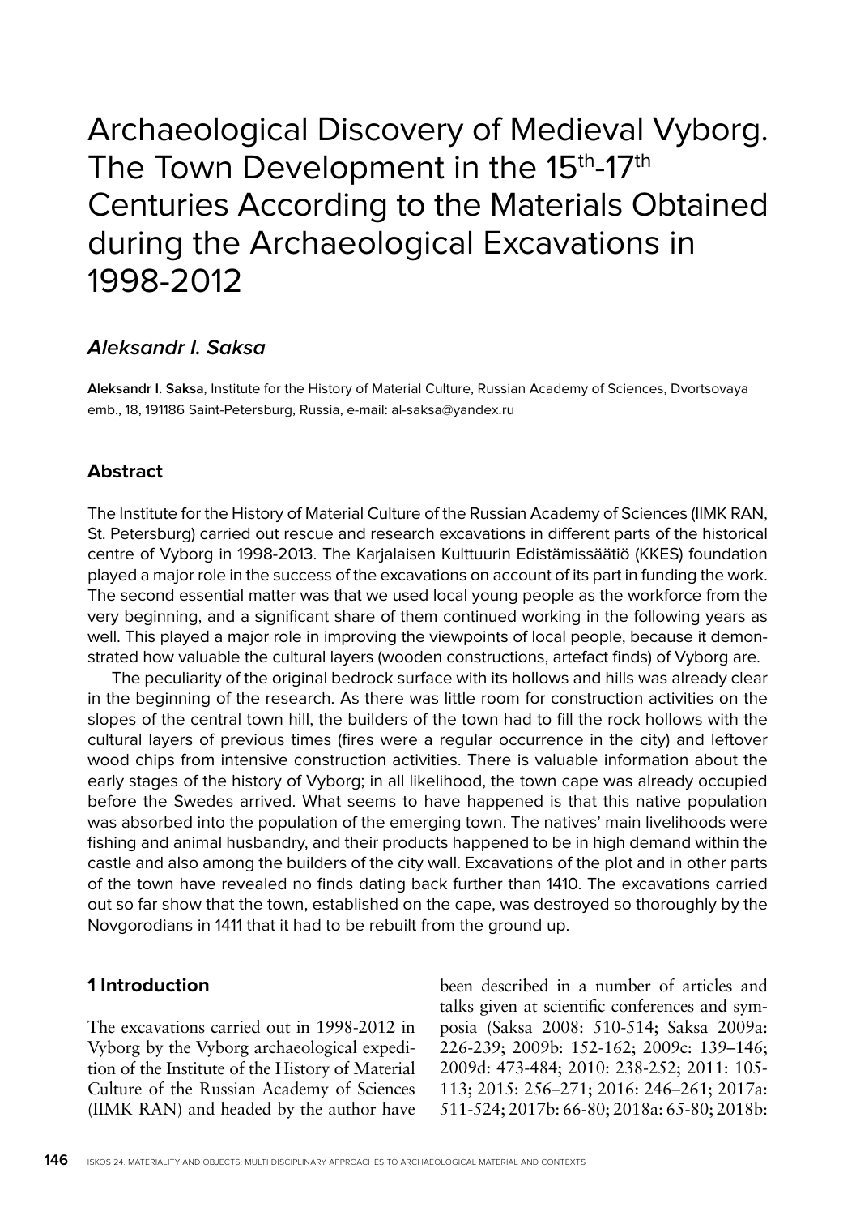# Archaeological Discovery of Medieval Vyborg. The Town Development in the 15th-17th Centuries According to the Materials Obtained during the Archaeological Excavations in 1998-2012

### *Aleksandr I. Saksa*

**Aleksandr I. Saksa**, Institute for the History of Material Culture, Russian Academy of Sciences, Dvortsovaya emb., 18, 191186 Saint-Petersburg, Russia, e-mail: al-saksa@yandex.ru

## Abstract

The Institute for the History of Material Culture of the Russian Academy of Sciences (IIMK RAN, St. Petersburg) carried out rescue and research excavations in different parts of the historical centre of Vyborg in 1998-2013. The Karjalaisen Kulttuurin Edistämissäätiö (KKES) foundation played a major role in the success of the excavations on account of its part in funding the work. The second essential matter was that we used local young people as the workforce from the very beginning, and a significant share of them continued working in the following years as well. This played a major role in improving the viewpoints of local people, because it demonstrated how valuable the cultural layers (wooden constructions, artefact finds) of Vyborg are.

The peculiarity of the original bedrock surface with its hollows and hills was already clear in the beginning of the research. As there was little room for construction activities on the slopes of the central town hill, the builders of the town had to fill the rock hollows with the cultural layers of previous times (fires were a regular occurrence in the city) and leftover wood chips from intensive construction activities. There is valuable information about the early stages of the history of Vyborg; in all likelihood, the town cape was already occupied before the Swedes arrived. What seems to have happened is that this native population was absorbed into the population of the emerging town. The natives' main livelihoods were fishing and animal husbandry, and their products happened to be in high demand within the castle and also among the builders of the city wall. Excavations of the plot and in other parts of the town have revealed no finds dating back further than 1410. The excavations carried out so far show that the town, established on the cape, was destroyed so thoroughly by the Novgorodians in 1411 that it had to be rebuilt from the ground up.

## 1 Introduction

The excavations carried out in 1998-2012 in Vyborg by the Vyborg archaeological expedition of the Institute of the History of Material Culture of the Russian Academy of Sciences (IIMK RAN) and headed by the author have been described in a number of articles and talks given at scientific conferences and symposia (Saksa 2008: 510-514; Saksa 2009a: 226-239; 2009b: 152-162; 2009c: 139–146; 2009d: 473-484; 2010: 238-252; 2011: 105-113; 2015: 256–271; 2016: 246–261; 2017a: 511-524; 2017b: 66-80; 2018a: 65-80; 2018b: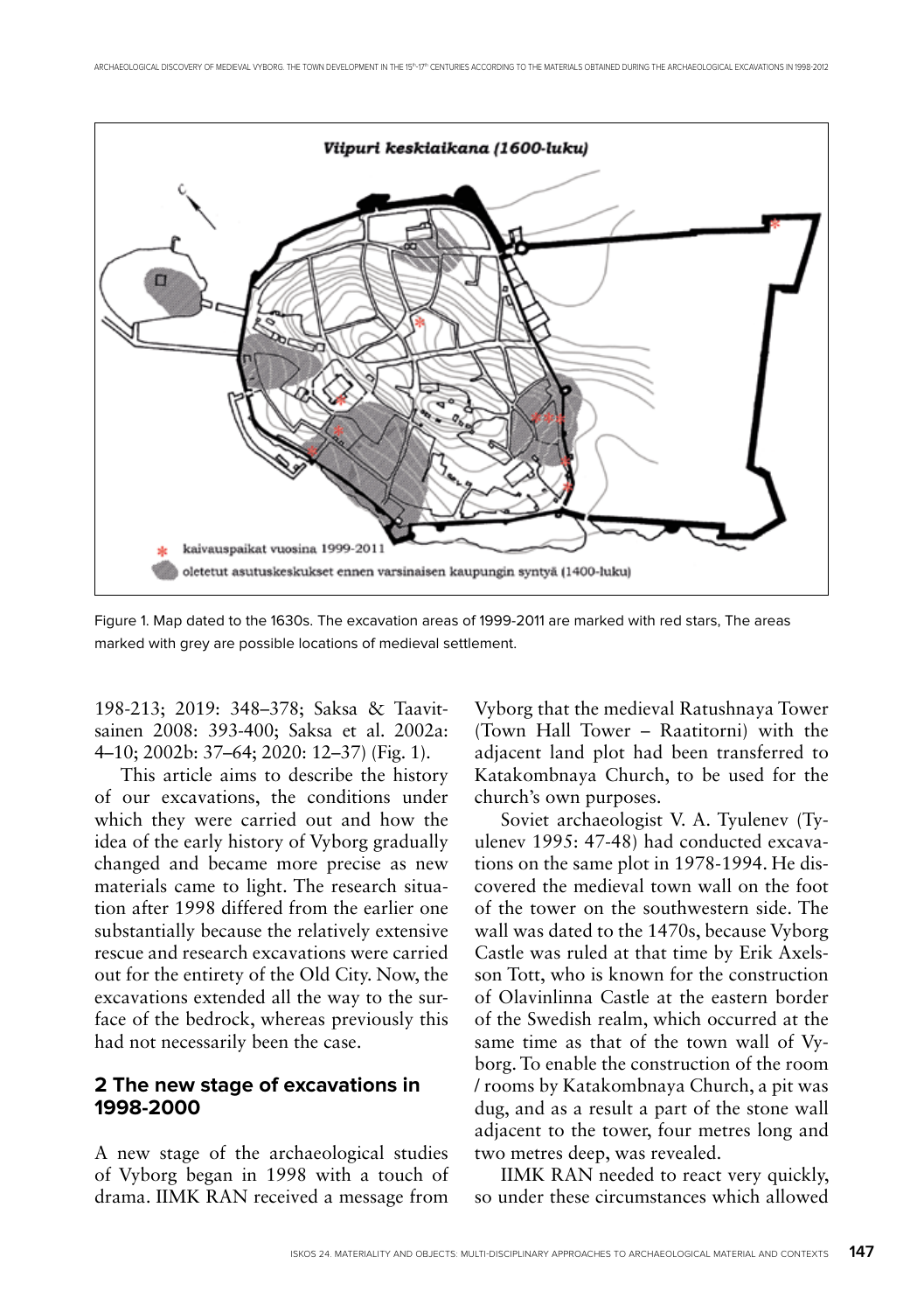Figure 1. Map dated to the 1630s. The excavation areas of 1999-2011 are marked with red stars, The areas marked with grey are possible locations of medieval settlement.

198-213; 2019: 348–378; Saksa & Taavitsainen 2008: 393-400; Saksa et al. 2002a: 4–10; 2002b: 37–64; 2020: 12–37) (Fig. 1).

This article aims to describe the history of our excavations, the conditions under which they were carried out and how the idea of the early history of Vyborg gradually changed and became more precise as new materials came to light. The research situation after 1998 differed from the earlier one substantially because the relatively extensive rescue and research excavations were carried out for the entirety of the Old City. Now, the excavations extended all the way to the surface of the bedrock, whereas previously this had not necessarily been the case.

## 2 The new stage of excavations in 1998-2000

A new stage of the archaeological studies of Vyborg began in 1998 with a touch of drama. IIMK RAN received a message from Vyborg that the medieval Ratushnaya Tower (Town Hall Tower – Raatitorni) with the adjacent land plot had been transferred to Katakombnaya Church, to be used for the church's own purposes.

Soviet archaeologist V. A. Tyulenev (Tyulenev 1995: 47-48) had conducted excavations on the same plot in 1978-1994. He discovered the medieval town wall on the foot of the tower on the southwestern side. The wall was dated to the 1470s, because Vyborg Castle was ruled at that time by Erik Axelsson Tott, who is known for the construction of Olavinlinna Castle at the eastern border of the Swedish realm, which occurred at the same time as that of the town wall of Vyborg. To enable the construction of the room / rooms by Katakombnaya Church, a pit was dug, and as a result a part of the stone wall adjacent to the tower, four metres long and two metres deep, was revealed.

IIMK RAN needed to react very quickly, so under these circumstances which allowed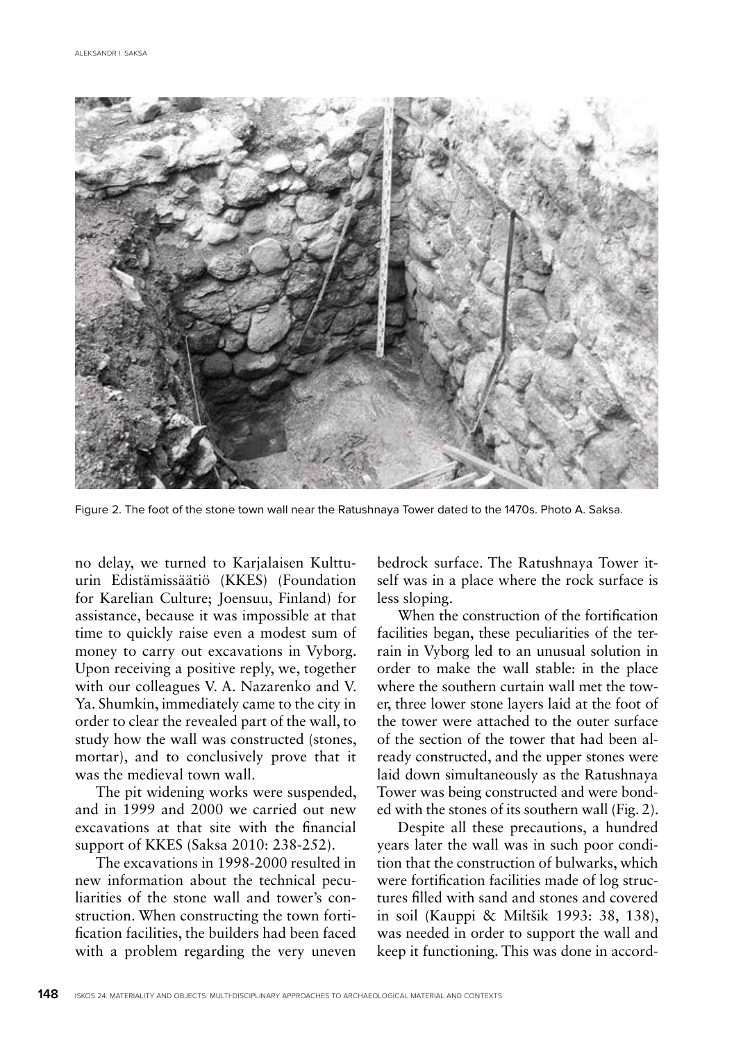Figure 2. The foot of the stone town wall near the Ratushnaya Tower dated to the 1470s. Photo A. Saksa.

no delay, we turned to Karjalaisen Kulttuurin Edistämissäätiö (KKES) (Foundation for Karelian Culture; Joensuu, Finland) for assistance, because it was impossible at that time to quickly raise even a modest sum of money to carry out excavations in Vyborg. Upon receiving a positive reply, we, together with our colleagues V. A. Nazarenko and V. Ya. Shumkin, immediately came to the city in order to clear the revealed part of the wall, to study how the wall was constructed (stones, mortar), and to conclusively prove that it was the medieval town wall.

The pit widening works were suspended, and in 1999 and 2000 we carried out new excavations at that site with the financial support of KKES (Saksa 2010: 238-252).

The excavations in 1998-2000 resulted in new information about the technical peculiarities of the stone wall and tower's construction. When constructing the town fortification facilities, the builders had been faced with a problem regarding the very uneven bedrock surface. The Ratushnaya Tower itself was in a place where the rock surface is less sloping.

When the construction of the fortification facilities began, these peculiarities of the terrain in Vyborg led to an unusual solution in order to make the wall stable: in the place where the southern curtain wall met the tower, three lower stone layers laid at the foot of the tower were attached to the outer surface of the section of the tower that had been already constructed, and the upper stones were laid down simultaneously as the Ratushnaya Tower was being constructed and were bonded with the stones of its southern wall (Fig. 2).

Despite all these precautions, a hundred years later the wall was in such poor condition that the construction of bulwarks, which were fortification facilities made of log structures filled with sand and stones and covered in soil (Kauppi & Miltšik 1993: 38, 138), was needed in order to support the wall and keep it functioning. This was done in accord-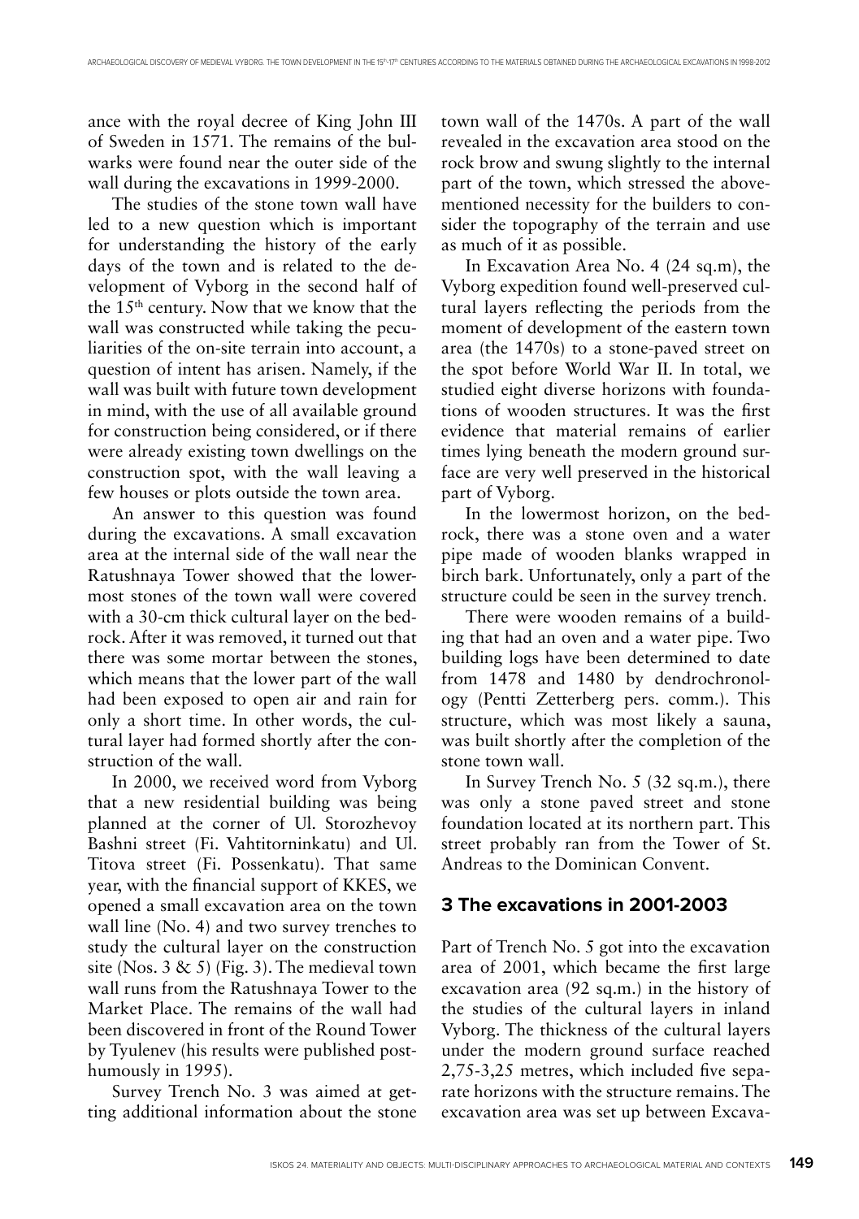ance with the royal decree of King John III of Sweden in 1571. The remains of the bulwarks were found near the outer side of the wall during the excavations in 1999-2000.

The studies of the stone town wall have led to a new question which is important for understanding the history of the early days of the town and is related to the development of Vyborg in the second half of the 15th century. Now that we know that the wall was constructed while taking the peculiarities of the on-site terrain into account, a question of intent has arisen. Namely, if the wall was built with future town development in mind, with the use of all available ground for construction being considered, or if there were already existing town dwellings on the construction spot, with the wall leaving a few houses or plots outside the town area.

An answer to this question was found during the excavations. A small excavation area at the internal side of the wall near the Ratushnaya Tower showed that the lowermost stones of the town wall were covered with a 30-cm thick cultural layer on the bedrock. After it was removed, it turned out that there was some mortar between the stones, which means that the lower part of the wall had been exposed to open air and rain for only a short time. In other words, the cultural layer had formed shortly after the construction of the wall.

In 2000, we received word from Vyborg that a new residential building was being planned at the corner of Ul. Storozhevoy Bashni street (Fi. Vahtitorninkatu) and Ul. Titova street (Fi. Possenkatu). That same year, with the financial support of KKES, we opened a small excavation area on the town wall line (No. 4) and two survey trenches to study the cultural layer on the construction site (Nos. 3 & 5) (Fig. 3). The medieval town wall runs from the Ratushnaya Tower to the Market Place. The remains of the wall had been discovered in front of the Round Tower by Tyulenev (his results were published posthumously in 1995).

Survey Trench No. 3 was aimed at getting additional information about the stone town wall of the 1470s. A part of the wall revealed in the excavation area stood on the rock brow and swung slightly to the internal part of the town, which stressed the abovementioned necessity for the builders to consider the topography of the terrain and use as much of it as possible.

In Excavation Area No. 4 (24 sq.m), the Vyborg expedition found well-preserved cultural layers reflecting the periods from the moment of development of the eastern town area (the 1470s) to a stone-paved street on the spot before World War II. In total, we studied eight diverse horizons with foundations of wooden structures. It was the first evidence that material remains of earlier times lying beneath the modern ground surface are very well preserved in the historical part of Vyborg.

In the lowermost horizon, on the bedrock, there was a stone oven and a water pipe made of wooden blanks wrapped in birch bark. Unfortunately, only a part of the structure could be seen in the survey trench.

There were wooden remains of a building that had an oven and a water pipe. Two building logs have been determined to date from 1478 and 1480 by dendrochronology (Pentti Zetterberg pers. comm.). This structure, which was most likely a sauna, was built shortly after the completion of the stone town wall.

In Survey Trench No. 5 (32 sq.m.), there was only a stone paved street and stone foundation located at its northern part. This street probably ran from the Tower of St. Andreas to the Dominican Convent.

## 3 The excavations in 2001-2003

Part of Trench No. 5 got into the excavation area of 2001, which became the first large excavation area (92 sq.m.) in the history of the studies of the cultural layers in inland Vyborg. The thickness of the cultural layers under the modern ground surface reached 2,75-3,25 metres, which included five separate horizons with the structure remains. The excavation area was set up between Excava-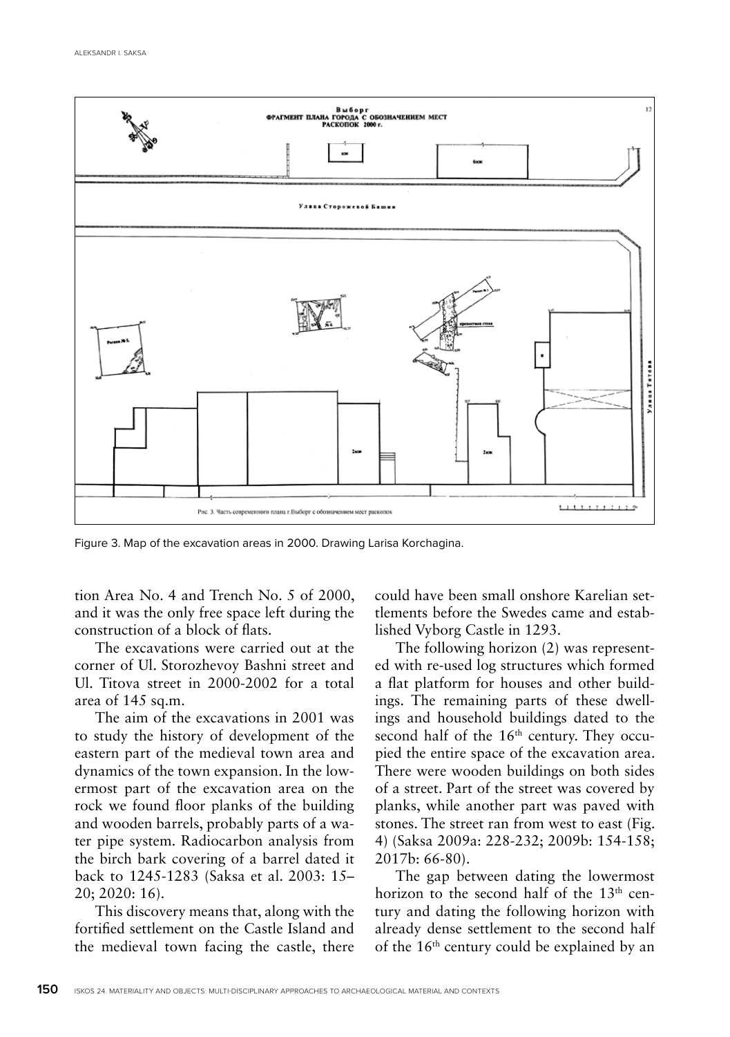Figure 3. Map of the excavation areas in 2000. Drawing Larisa Korchagina.

tion Area No. 4 and Trench No. 5 of 2000, and it was the only free space left during the construction of a block of flats.

The excavations were carried out at the corner of Ul. Storozhevoy Bashni street and Ul. Titova street in 2000-2002 for a total area of 145 sq.m.

The aim of the excavations in 2001 was to study the history of development of the eastern part of the medieval town area and dynamics of the town expansion. In the lowermost part of the excavation area on the rock we found floor planks of the building and wooden barrels, probably parts of a water pipe system. Radiocarbon analysis from the birch bark covering of a barrel dated it back to 1245-1283 (Saksa et al. 2003: 15–20; 2020: 16).

This discovery means that, along with the fortified settlement on the Castle Island and the medieval town facing the castle, there could have been small onshore Karelian settlements before the Swedes came and established Vyborg Castle in 1293.

The following horizon (2) was represented with re-used log structures which formed a flat platform for houses and other buildings. The remaining parts of these dwellings and household buildings dated to the second half of the 16th century. They occupied the entire space of the excavation area. There were wooden buildings on both sides of a street. Part of the street was covered by planks, while another part was paved with stones. The street ran from west to east (Fig. 4) (Saksa 2009a: 228-232; 2009b: 154-158; 2017b: 66-80).

The gap between dating the lowermost horizon to the second half of the 13th century and dating the following horizon with already dense settlement to the second half of the 16th century could be explained by an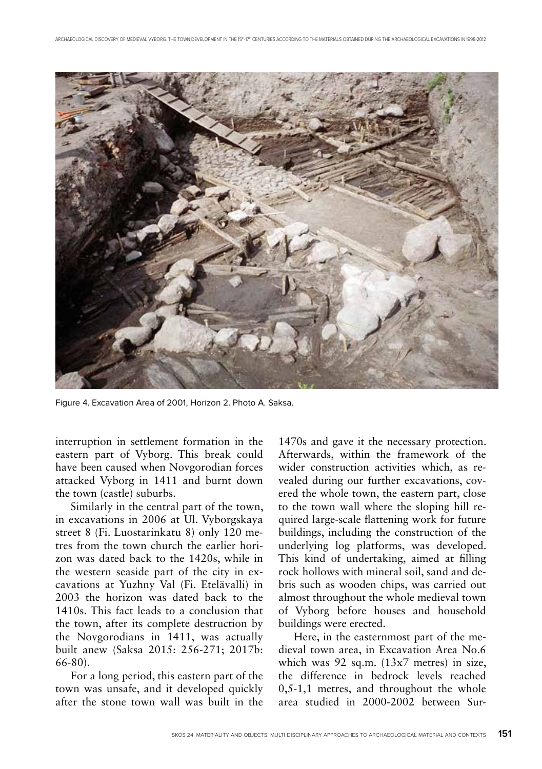Figure 4. Excavation Area of 2001, Horizon 2. Photo A. Saksa.

interruption in settlement formation in the eastern part of Vyborg. This break could have been caused when Novgorodian forces attacked Vyborg in 1411 and burnt down the town (castle) suburbs.

Similarly in the central part of the town, in excavations in 2006 at Ul. Vyborgskaya street 8 (Fi. Luostarinkatu 8) only 120 metres from the town church the earlier horizon was dated back to the 1420s, while in the western seaside part of the city in excavations at Yuzhny Val (Fi. Etelävalli) in 2003 the horizon was dated back to the 1410s. This fact leads to a conclusion that the town, after its complete destruction by the Novgorodians in 1411, was actually built anew (Saksa 2015: 256-271; 2017b: 66-80).

For a long period, this eastern part of the town was unsafe, and it developed quickly after the stone town wall was built in the 1470s and gave it the necessary protection. Afterwards, within the framework of the wider construction activities which, as revealed during our further excavations, covered the whole town, the eastern part, close to the town wall where the sloping hill required large-scale flattening work for future buildings, including the construction of the underlying log platforms, was developed. This kind of undertaking, aimed at filling rock hollows with mineral soil, sand and debris such as wooden chips, was carried out almost throughout the whole medieval town of Vyborg before houses and household buildings were erected.

Here, in the easternmost part of the medieval town area, in Excavation Area No.6 which was 92 sq.m. (13x7 metres) in size, the difference in bedrock levels reached 0,5-1,1 metres, and throughout the whole area studied in 2000-2002 between Sur-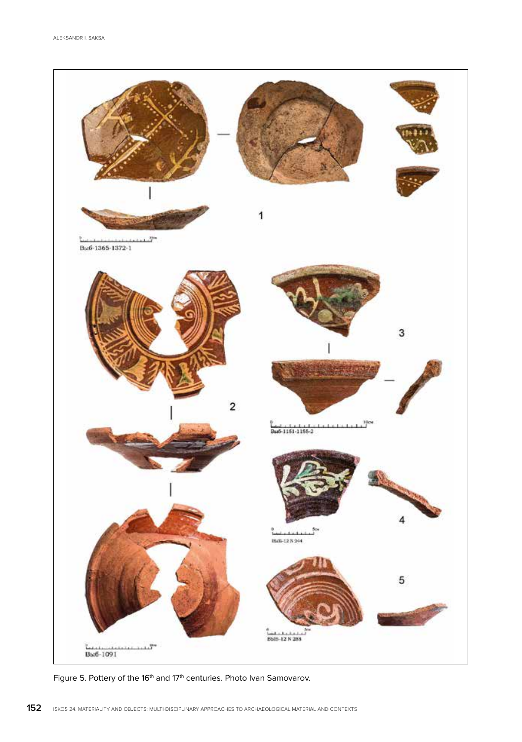Figure 5. Pottery of the 16th and 17th centuries. Photo Ivan Samovarov.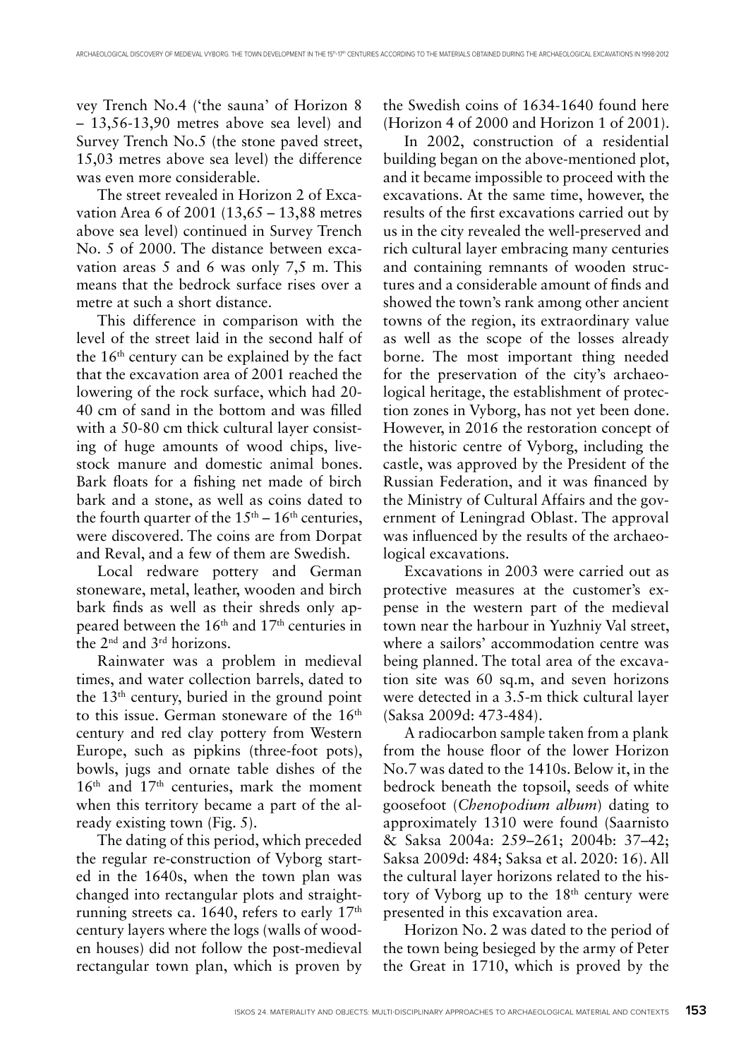vey Trench No.4 ('the sauna' of Horizon 8 – 13,56-13,90 metres above sea level) and Survey Trench No.5 (the stone paved street, 15,03 metres above sea level) the difference was even more considerable.

The street revealed in Horizon 2 of Excavation Area 6 of 2001 (13,65 – 13,88 metres above sea level) continued in Survey Trench No. 5 of 2000. The distance between excavation areas 5 and 6 was only 7,5 m. This means that the bedrock surface rises over a metre at such a short distance.

This difference in comparison with the level of the street laid in the second half of the 16th century can be explained by the fact that the excavation area of 2001 reached the lowering of the rock surface, which had 20-40 cm of sand in the bottom and was filled with a 50-80 cm thick cultural layer consisting of huge amounts of wood chips, livestock manure and domestic animal bones. Bark floats for a fishing net made of birch bark and a stone, as well as coins dated to the fourth quarter of the 15th – 16th centuries, were discovered. The coins are from Dorpat and Reval, and a few of them are Swedish.

Local redware pottery and German stoneware, metal, leather, wooden and birch bark finds as well as their shreds only appeared between the 16th and 17th centuries in the 2nd and 3rd horizons.

Rainwater was a problem in medieval times, and water collection barrels, dated to the 13th century, buried in the ground point to this issue. German stoneware of the 16th century and red clay pottery from Western Europe, such as pipkins (three-foot pots), bowls, jugs and ornate table dishes of the 16th and 17th centuries, mark the moment when this territory became a part of the already existing town (Fig. 5).

The dating of this period, which preceded the regular re-construction of Vyborg started in the 1640s, when the town plan was changed into rectangular plots and straight-running streets ca. 1640, refers to early 17th century layers where the logs (walls of wooden houses) did not follow the post-medieval rectangular town plan, which is proven by the Swedish coins of 1634-1640 found here (Horizon 4 of 2000 and Horizon 1 of 2001).

In 2002, construction of a residential building began on the above-mentioned plot, and it became impossible to proceed with the excavations. At the same time, however, the results of the first excavations carried out by us in the city revealed the well-preserved and rich cultural layer embracing many centuries and containing remnants of wooden structures and a considerable amount of finds and showed the town's rank among other ancient towns of the region, its extraordinary value as well as the scope of the losses already borne. The most important thing needed for the preservation of the city's archaeological heritage, the establishment of protection zones in Vyborg, has not yet been done. However, in 2016 the restoration concept of the historic centre of Vyborg, including the castle, was approved by the President of the Russian Federation, and it was financed by the Ministry of Cultural Affairs and the government of Leningrad Oblast. The approval was influenced by the results of the archaeological excavations.

Excavations in 2003 were carried out as protective measures at the customer's expense in the western part of the medieval town near the harbour in Yuzhniy Val street, where a sailors' accommodation centre was being planned. The total area of the excavation site was 60 sq.m, and seven horizons were detected in a 3.5-m thick cultural layer (Saksa 2009d: 473-484).

A radiocarbon sample taken from a plank from the house floor of the lower Horizon No.7 was dated to the 1410s. Below it, in the bedrock beneath the topsoil, seeds of white goosefoot (*Chenopodium album*) dating to approximately 1310 were found (Saarnisto & Saksa 2004a: 259–261; 2004b: 37–42; Saksa 2009d: 484; Saksa et al. 2020: 16). All the cultural layer horizons related to the history of Vyborg up to the 18th century were presented in this excavation area.

Horizon No. 2 was dated to the period of the town being besieged by the army of Peter the Great in 1710, which is proved by the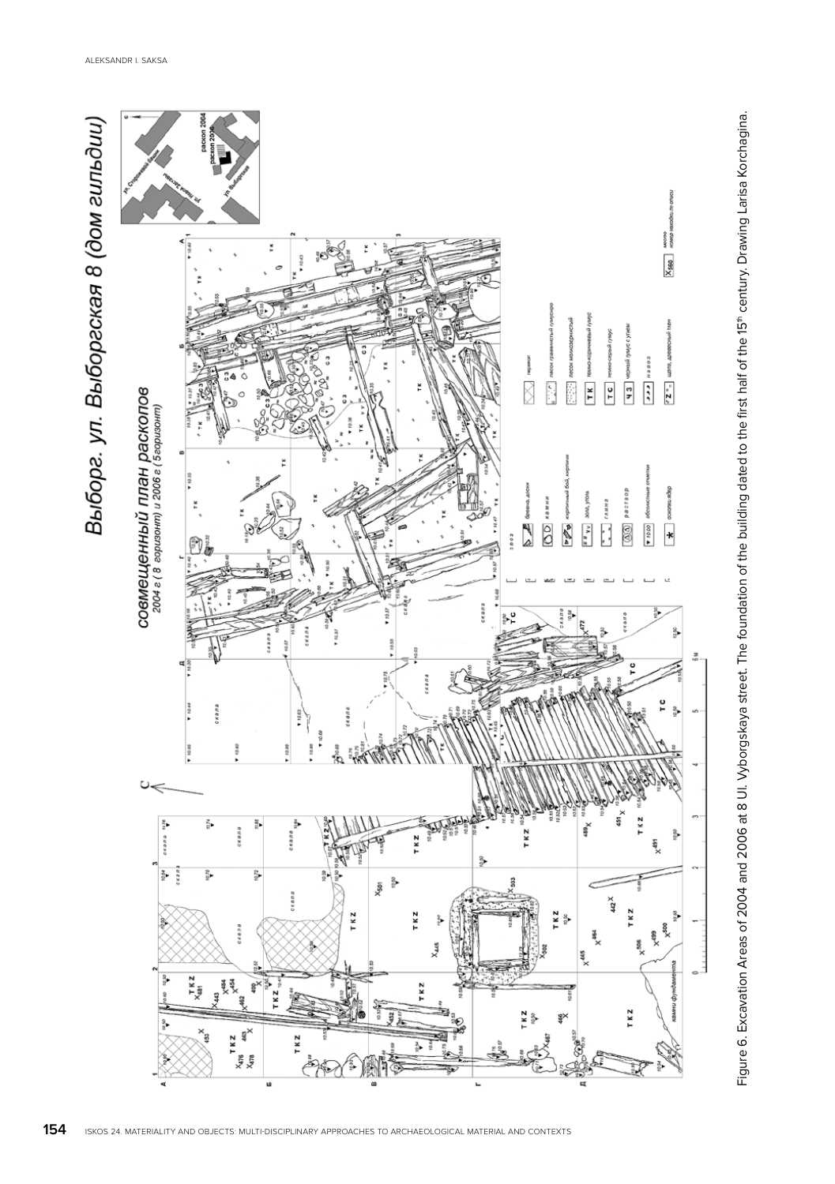Figure 6. Excavation Areas of 2004 and 2006 at 8 Ul. Vyborgskaya street. The foundation of the building dated to the first half of the 15th century. Drawing Larisa Korchagina.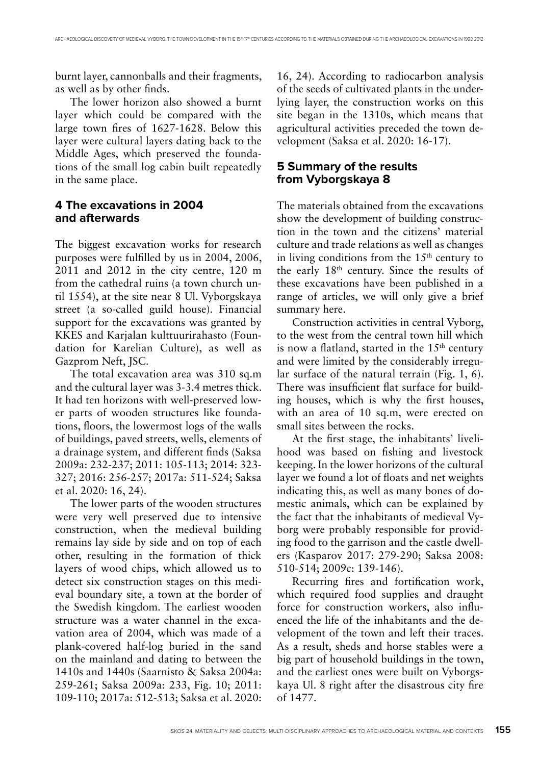burnt layer, cannonballs and their fragments, as well as by other finds.

The lower horizon also showed a burnt layer which could be compared with the large town fires of 1627-1628. Below this layer were cultural layers dating back to the Middle Ages, which preserved the foundations of the small log cabin built repeatedly in the same place.

## 4 The excavations in 2004 and afterwards

The biggest excavation works for research purposes were fulfilled by us in 2004, 2006, 2011 and 2012 in the city centre, 120 m from the cathedral ruins (a town church until 1554), at the site near 8 Ul. Vyborgskaya street (a so-called guild house). Financial support for the excavations was granted by KKES and Karjalan kulttuurirahasto (Foundation for Karelian Culture), as well as Gazprom Neft, JSC.

The total excavation area was 310 sq.m and the cultural layer was 3-3.4 metres thick. It had ten horizons with well-preserved lower parts of wooden structures like foundations, floors, the lowermost logs of the walls of buildings, paved streets, wells, elements of a drainage system, and different finds (Saksa 2009a: 232-237; 2011: 105-113; 2014: 323-327; 2016: 256-257; 2017a: 511-524; Saksa et al. 2020: 16, 24).

The lower parts of the wooden structures were very well preserved due to intensive construction, when the medieval building remains lay side by side and on top of each other, resulting in the formation of thick layers of wood chips, which allowed us to detect six construction stages on this medieval boundary site, a town at the border of the Swedish kingdom. The earliest wooden structure was a water channel in the excavation area of 2004, which was made of a plank-covered half-log buried in the sand on the mainland and dating to between the 1410s and 1440s (Saarnisto & Saksa 2004a: 259-261; Saksa 2009a: 233, Fig. 10; 2011: 109-110; 2017a: 512-513; Saksa et al. 2020: 16, 24). According to radiocarbon analysis of the seeds of cultivated plants in the underlying layer, the construction works on this site began in the 1310s, which means that agricultural activities preceded the town development (Saksa et al. 2020: 16-17).

## 5 Summary of the results from Vyborgskaya 8

The materials obtained from the excavations show the development of building construction in the town and the citizens' material culture and trade relations as well as changes in living conditions from the 15th century to the early 18th century. Since the results of these excavations have been published in a range of articles, we will only give a brief summary here.

Construction activities in central Vyborg, to the west from the central town hill which is now a flatland, started in the 15th century and were limited by the considerably irregular surface of the natural terrain (Fig. 1, 6). There was insufficient flat surface for building houses, which is why the first houses, with an area of 10 sq.m, were erected on small sites between the rocks.

At the first stage, the inhabitants' livelihood was based on fishing and livestock keeping. In the lower horizons of the cultural layer we found a lot of floats and net weights indicating this, as well as many bones of domestic animals, which can be explained by the fact that the inhabitants of medieval Vyborg were probably responsible for providing food to the garrison and the castle dwellers (Kasparov 2017: 279-290; Saksa 2008: 510-514; 2009c: 139-146).

Recurring fires and fortification work, which required food supplies and draught force for construction workers, also influenced the life of the inhabitants and the development of the town and left their traces. As a result, sheds and horse stables were a big part of household buildings in the town, and the earliest ones were built on Vyborgskaya Ul. 8 right after the disastrous city fire of 1477.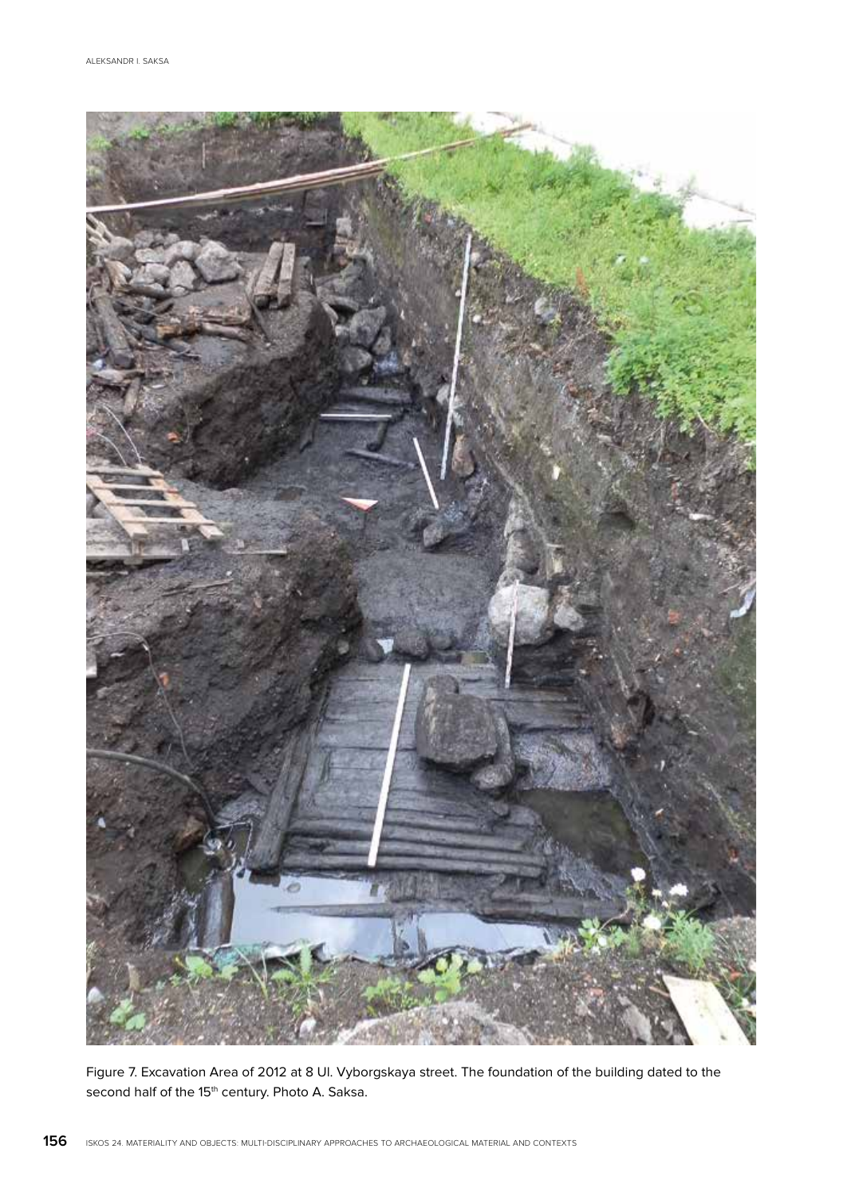Figure 7. Excavation Area of 2012 at 8 Ul. Vyborgskaya street. The foundation of the building dated to the second half of the 15th century. Photo A. Saksa.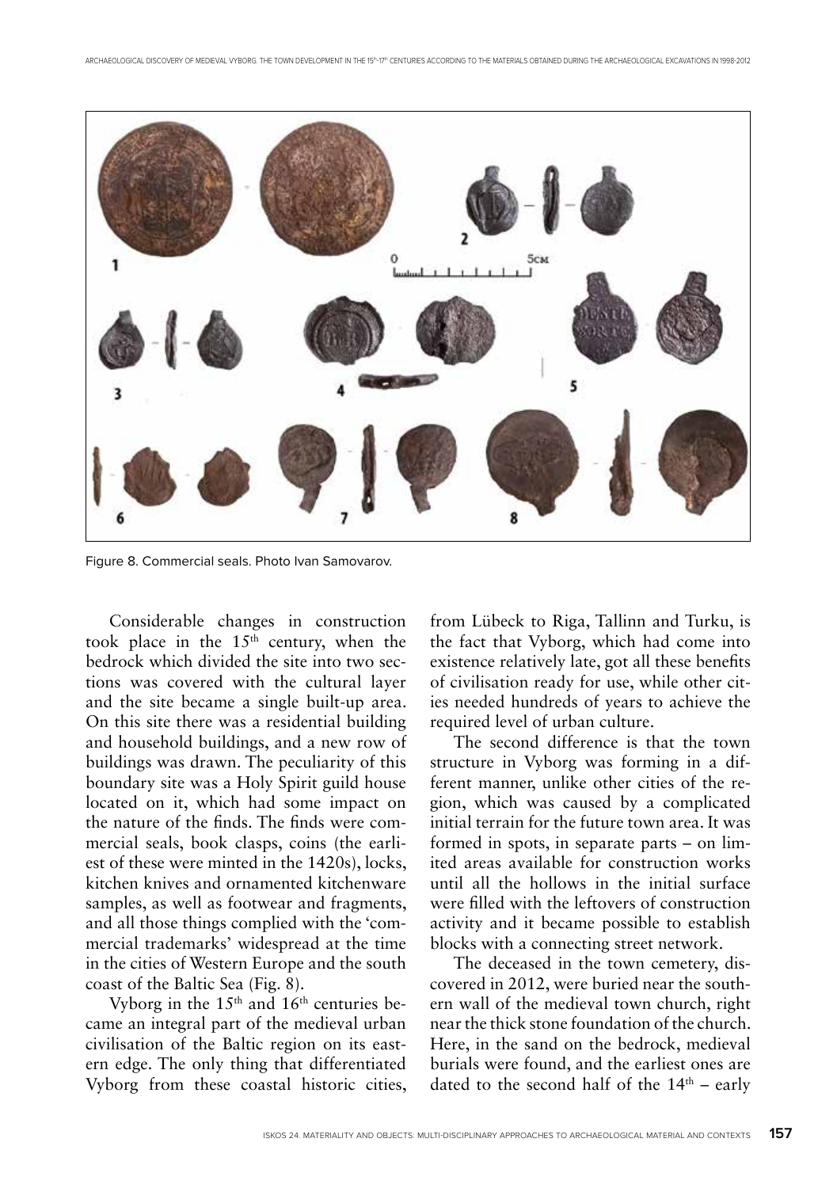Figure 8. Commercial seals. Photo Ivan Samovarov.

Considerable changes in construction took place in the 15th century, when the bedrock which divided the site into two sections was covered with the cultural layer and the site became a single built-up area. On this site there was a residential building and household buildings, and a new row of buildings was drawn. The peculiarity of this boundary site was a Holy Spirit guild house located on it, which had some impact on the nature of the finds. The finds were commercial seals, book clasps, coins (the earliest of these were minted in the 1420s), locks, kitchen knives and ornamented kitchenware samples, as well as footwear and fragments, and all those things complied with the 'commercial trademarks' widespread at the time in the cities of Western Europe and the south coast of the Baltic Sea (Fig. 8).

Vyborg in the 15th and 16th centuries became an integral part of the medieval urban civilisation of the Baltic region on its eastern edge. The only thing that differentiated Vyborg from these coastal historic cities, from Lübeck to Riga, Tallinn and Turku, is the fact that Vyborg, which had come into existence relatively late, got all these benefits of civilisation ready for use, while other cities needed hundreds of years to achieve the required level of urban culture.

The second difference is that the town structure in Vyborg was forming in a different manner, unlike other cities of the region, which was caused by a complicated initial terrain for the future town area. It was formed in spots, in separate parts – on limited areas available for construction works until all the hollows in the initial surface were filled with the leftovers of construction activity and it became possible to establish blocks with a connecting street network.

The deceased in the town cemetery, discovered in 2012, were buried near the southern wall of the medieval town church, right near the thick stone foundation of the church. Here, in the sand on the bedrock, medieval burials were found, and the earliest ones are dated to the second half of the 14th – early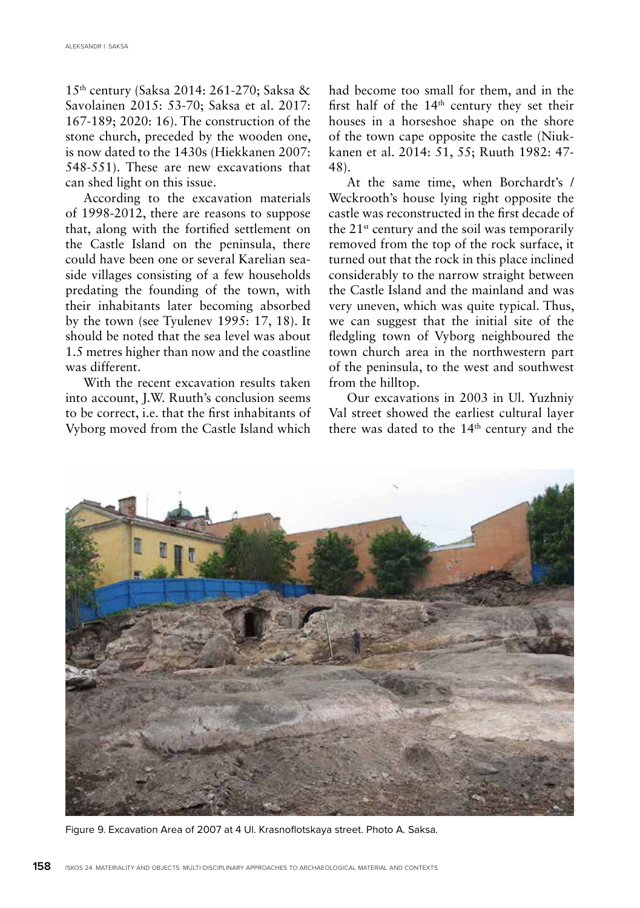15th century (Saksa 2014: 261-270; Saksa & Savolainen 2015: 53-70; Saksa et al. 2017: 167-189; 2020: 16). The construction of the stone church, preceded by the wooden one, is now dated to the 1430s (Hiekkanen 2007: 548-551). These are new excavations that can shed light on this issue.

According to the excavation materials of 1998-2012, there are reasons to suppose that, along with the fortified settlement on the Castle Island on the peninsula, there could have been one or several Karelian seaside villages consisting of a few households predating the founding of the town, with their inhabitants later becoming absorbed by the town (see Tyulenev 1995: 17, 18). It should be noted that the sea level was about 1.5 metres higher than now and the coastline was different.

With the recent excavation results taken into account, J.W. Ruuth's conclusion seems to be correct, i.e. that the first inhabitants of Vyborg moved from the Castle Island which had become too small for them, and in the first half of the 14th century they set their houses in a horseshoe shape on the shore of the town cape opposite the castle (Niukkanen et al. 2014: 51, 55; Ruuth 1982: 47-48).

At the same time, when Borchardt's / Weckrooth's house lying right opposite the castle was reconstructed in the first decade of the 21st century and the soil was temporarily removed from the top of the rock surface, it turned out that the rock in this place inclined considerably to the narrow straight between the Castle Island and the mainland and was very uneven, which was quite typical. Thus, we can suggest that the initial site of the fledgling town of Vyborg neighboured the town church area in the northwestern part of the peninsula, to the west and southwest from the hilltop.

Our excavations in 2003 in Ul. Yuzhniy Val street showed the earliest cultural layer there was dated to the 14th century and the

Figure 9. Excavation Area of 2007 at 4 Ul. Krasnoflotskaya street. Photo A. Saksa.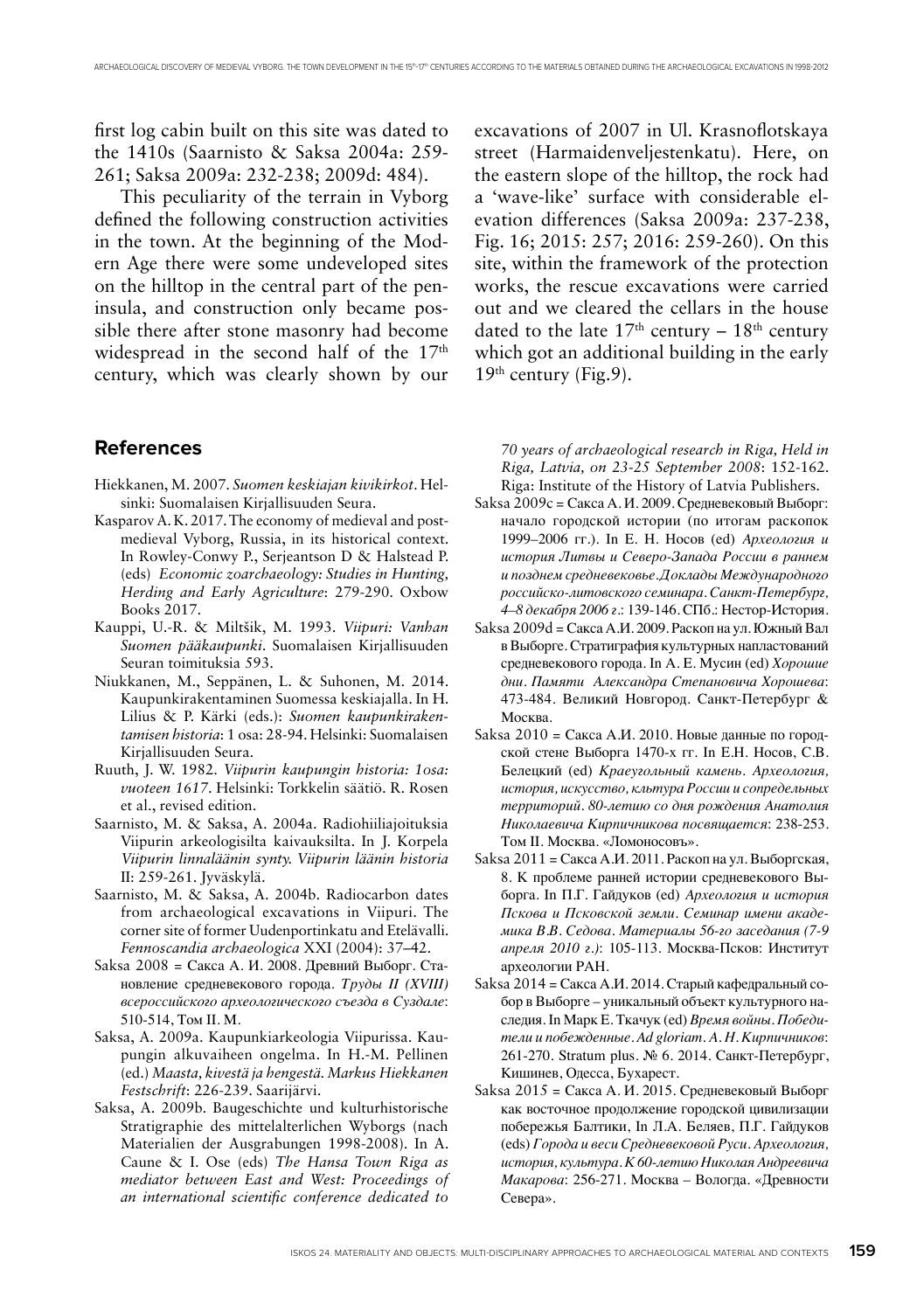first log cabin built on this site was dated to the 1410s (Saarnisto & Saksa 2004a: 259-261; Saksa 2009a: 232-238; 2009d: 484).

This peculiarity of the terrain in Vyborg defined the following construction activities in the town. At the beginning of the Modern Age there were some undeveloped sites on the hilltop in the central part of the peninsula, and construction only became possible there after stone masonry had become widespread in the second half of the 17th century, which was clearly shown by our excavations of 2007 in Ul. Krasnoflotskaya street (Harmaidenveljestenkatu). Here, on the eastern slope of the hilltop, the rock had a 'wave-like' surface with considerable elevation differences (Saksa 2009a: 237-238, Fig. 16; 2015: 257; 2016: 259-260). On this site, within the framework of the protection works, the rescue excavations were carried out and we cleared the cellars in the house dated to the late 17th century – 18th century which got an additional building in the early 19th century (Fig.9).

## References

Hiekkanen, M. 2007. *Suomen keskiajan kivikirkot*. Helsinki: Suomalaisen Kirjallisuuden Seura.

Kasparov A. K. 2017. The economy of medieval and post-medieval Vyborg, Russia, in its historical context. In Rowley-Conwy P., Serjeantson D & Halstead P. (eds) *Economic zoarchaeology: Studies in Hunting, Herding and Early Agriculture*: 279-290. Oxbow Books 2017.

Kauppi, U.-R. & Miltšik, M. 1993. *Viipuri: Vanhan Suomen pääkaupunki*. Suomalaisen Kirjallisuuden Seuran toimituksia 593.

Niukkanen, M., Seppänen, L. & Suhonen, M. 2014. Kaupunkirakentaminen Suomessa keskiajalla. In H. Lilius & P. Kärki (eds.): *Suomen kaupunkirakentamisen historia*: 1 osa: 28-94. Helsinki: Suomalaisen Kirjallisuuden Seura.

Ruuth, J. W. 1982. *Viipurin kaupungin historia: 1osa: vuoteen 1617*. Helsinki: Torkkelin säätiö. R. Rosen et al., revised edition.

Saarnisto, M. & Saksa, A. 2004a. Radiohiiliajoituksia Viipurin arkeologisilta kaivauksilta. In J. Korpela *Viipurin linnaläänin synty. Viipurin läänin historia* II: 259-261. Jyväskylä.

Saarnisto, M. & Saksa, A. 2004b. Radiocarbon dates from archaeological excavations in Viipuri. The corner site of former Uudenportinkatu and Etelävalli. *Fennoscandia archaeologica* XXI (2004): 37–42.

Saksa 2008 = Сакса А. И. 2008. Древний Выборг. Становление средневекового города. *Труды II (XVIII) всероссийского археологического съезда в Суздале*: 510-514, Том II. М.

Saksa, A. 2009a. Kaupunkiarkeologia Viipurissa. Kaupungin alkuvaiheen ongelma. In H.-M. Pellinen (ed.) *Maasta, kivestä ja hengestä. Markus Hiekkanen Festschrift*: 226-239. Saarijärvi.

Saksa, A. 2009b. Baugeschichte und kulturhistorische Stratigraphie des mittelalterlichen Wyborgs (nach Materialien der Ausgrabungen 1998-2008). In A. Caune & I. Ose (eds) *The Hansa Town Riga as mediator between East and West: Proceedings of an international scientific conference dedicated to 70 years of archaeological research in Riga, Held in Riga, Latvia, on 23-25 September 2008*: 152-162. Riga: Institute of the History of Latvia Publishers.

Saksa 2009c = Сакса А. И. 2009. Средневековый Выборг: начало городской истории (по итогам раскопок 1999–2006 гг.). In Е. Н. Носов (ed) *Археология и история Литвы и Северо-Запада России в раннем и позднем средневековье. Доклады Международного российско-литовского семинара. Санкт-Петербург, 4–8 декабря 2006 г.*: 139-146. СПб.: Нестор-История.

Saksa 2009d = Сакса А.И. 2009. Раскоп на ул. Южный Вал в Выборге. Стратиграфия культурных напластований средневекового города. In А. Е. Мусин (ed) *Хорошие дни. Памяти Александра Степановича Хорошева*: 473-484. Великий Новгород. Санкт-Петербург & Москва.

Saksa 2010 = Сакса А.И. 2010. Новые данные по городской стене Выборга 1470-х гг. In Е.Н. Носов, С.В. Белецкий (ed) *Краеугольный камень. Археология, история, искусство, культура России и сопредельных территорий. 80-летию со дня рождения Анатолия Николаевича Кирпичникова посвящается*: 238-253. Том II. Москва. «Ломоносовъ».

Saksa 2011 = Сакса А.И. 2011. Раскоп на ул. Выборгская, 8. К проблеме ранней истории средневекового Выборга. In П.Г. Гайдуков (ed) *Археология и история Пскова и Псковской земли. Семинар имени академика В.В. Седова. Материалы 56-го заседания (7-9 апреля 2010 г.)*: 105-113. Москва-Псков: Институт археологии РАН.

Saksa 2014 = Сакса А.И. 2014. Старый кафедральный собор в Выборге – уникальный объект культурного наследия. In Марк Е. Ткачук (ed) *Время войны. Победители и побежденные. Ad gloriam. А. Н. Кирпичников*: 261-270. Stratum plus. № 6. 2014. Санкт-Петербург, Кишинев, Одесса, Бухарест.

Saksa 2015 = Сакса А. И. 2015. Средневековый Выборг как восточное продолжение городской цивилизации побережья Балтики, In Л.А. Беляев, П.Г. Гайдуков (eds) *Города и веси Средневековой Руси. Археология, история, культура. К 60-летию Николая Андреевича Макарова*: 256-271. Москва – Вологда. «Древности Севера».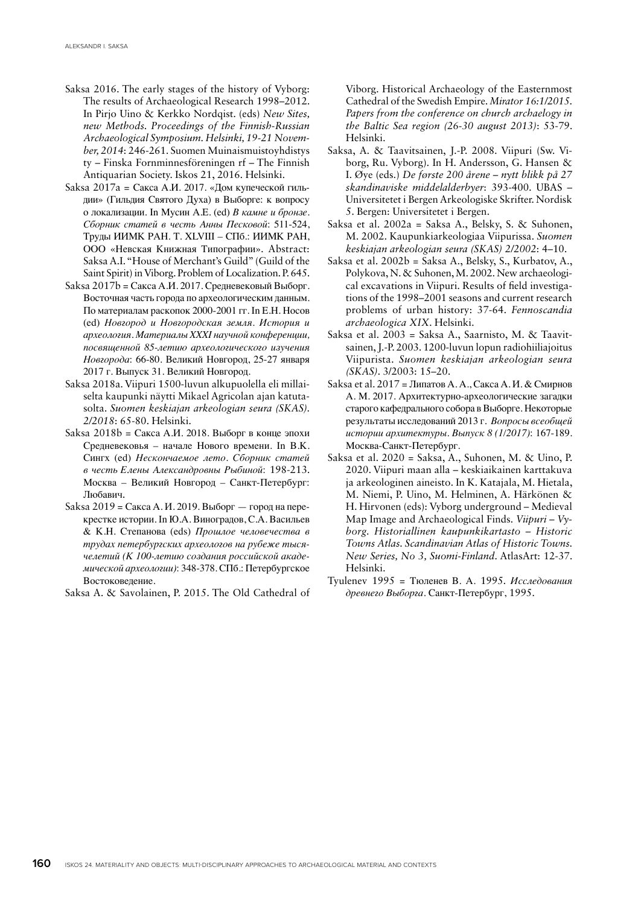Saksa 2016. The early stages of the history of Vyborg: The results of Archaeological Research 1998–2012. In Pirjo Uino & Kerkko Nordqist. (eds) *New Sites, new Methods. Proceedings of the Finnish-Russian Archaeological Symposium. Helsinki, 19-21 November, 2014*: 246-261. Suomen Muinaismuistoyhdistys ty – Finska Fornminnesföreningen rf – The Finnish Antiquarian Society. Iskos 21, 2016. Helsinki.

Saksa 2017a = Сакса А.И. 2017. «Дом купеческой гильдии» (Гильдия Святого Духа) в Выборге: к вопросу о локализации. In Мусин А.Е. (ed) *В камне и бронзе. Сборник статей в честь Анны Песковой*: 511-524, Труды ИИМК РАН. Т. XLVIII – СПб.: ИИМК РАН, ООО «Невская Книжная Типографии». Abstract: Saksa A.I. "House of Merchant's Guild" (Guild of the Saint Spirit) in Viborg. Problem of Localization. P. 645.

Saksa 2017b = Сакса А.И. 2017. Средневековый Выборг. Восточная часть города по археологическим данным. По материалам раскопок 2000-2001 гг. In Е.Н. Носов (ed) *Новгород и Новгородская земля. История и археология. Материалы XXXI научной конференции, посвященной 85-летию археологического изучения Новгорода*: 66-80. Великий Новгород, 25-27 января 2017 г. Выпуск 31. Великий Новгород.

Saksa 2018a. Viipuri 1500-luvun alkupuolella eli millaiselta kaupunki näytti Mikael Agricolan ajan katutasolta. *Suomen keskiajan arkeologian seura (SKAS). 2/2018*: 65-80. Helsinki.

Saksa 2018b = Сакса А.И. 2018. Выборг в конце эпохи Средневековья – начале Нового времени. In В.К. Сингх (ed) *Нескончаемое лето. Сборник статей в честь Елены Александровны Рыбиной*: 198-213. Москва – Великий Новгород – Санкт-Петербург: Любавич.

Saksa 2019 = Сакса А. И. 2019. Выборг — город на перекрестке истории. In Ю.А. Виноградов, С.А. Васильев & К.Н. Степанова (eds) *Прошлое человечества в трудах петербургских археологов на рубеже тысячелетий (К 100-летию создания российской академической археологии)*: 348-378. СПб.: Петербургское Востоковедение.

Saksa A. & Savolainen, P. 2015. The Old Cathedral of Viborg. Historical Archaeology of the Easternmost Cathedral of the Swedish Empire. *Mirator 16:1/2015. Papers from the conference on church archaelogy in the Baltic Sea region (26-30 august 2013)*: 53-79. Helsinki.

Saksa, A. & Taavitsainen, J.-P. 2008. Viipuri (Sw. Viborg, Ru. Vyborg). In H. Andersson, G. Hansen & I. Øye (eds.) *De første 200 årene – nytt blikk på 27 skandinaviske middelalderbyer*: 393-400. UBAS – Universitetet i Bergen Arkeologiske Skrifter. Nordisk 5. Bergen: Universitetet i Bergen.

Saksa et al. 2002a = Saksa A., Belsky, S. & Suhonen, M. 2002. Kaupunkiarkeologiaa Viipurissa. *Suomen keskiajan arkeologian seura (SKAS) 2/2002*: 4–10.

Saksa et al. 2002b = Saksa A., Belsky, S., Kurbatov, A., Polykova, N. & Suhonen, M. 2002. New archaeological excavations in Viipuri. Results of field investigations of the 1998–2001 seasons and current research problems of urban history: 37-64. *Fennoscandia archaeologica XIX*. Helsinki.

Saksa et al. 2003 = Saksa A., Saarnisto, M. & Taavitsainen, J.-P. 2003. 1200-luvun lopun radiohiiliajoitus Viipurista. *Suomen keskiajan arkeologian seura (SKAS)*. 3/2003: 15–20.

Saksa et al. 2017 = Липатов А. А., Сакса А. И. & Смирнов А. М. 2017. Архитектурно-археологические загадки старого кафедрального собора в Выборге. Некоторые результаты исследований 2013 г. *Вопросы всеобщей истории архитектуры. Выпуск 8 (1/2017)*: 167-189. Москва-Санкт-Петербург.

Saksa et al. 2020 = Saksa, A., Suhonen, M. & Uino, P. 2020. Viipuri maan alla – keskiaikainen karttakuva ja arkeologinen aineisto. In K. Katajala, M. Hietala, M. Niemi, P. Uino, M. Helminen, A. Härkönen & H. Hirvonen (eds): Vyborg underground – Medieval Map Image and Archaeological Finds. *Viipuri – Vyborg. Historiallinen kaupunkikartasto – Historic Towns Atlas. Scandinavian Atlas of Historic Towns. New Series, No 3, Suomi-Finland*. AtlasArt: 12-37. Helsinki.

Tyulenev 1995 = Тюленев В. А. 1995. *Исследования древнего Выборга*. Санкт-Петербург, 1995.